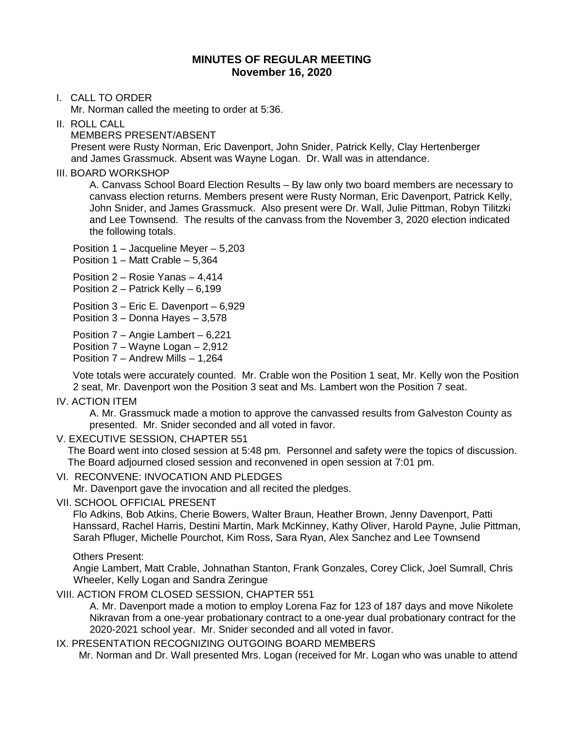# MINUTES OF REGULAR MEETING
## November 16, 2020

I. CALL TO ORDER
Mr. Norman called the meeting to order at 5:36.

II. ROLL CALL
MEMBERS PRESENT/ABSENT
Present were Rusty Norman, Eric Davenport, John Snider, Patrick Kelly, Clay Hertenberger and James Grassmuck. Absent was Wayne Logan. Dr. Wall was in attendance.

III. BOARD WORKSHOP

A. Canvass School Board Election Results – By law only two board members are necessary to canvass election returns. Members present were Rusty Norman, Eric Davenport, Patrick Kelly, John Snider, and James Grassmuck. Also present were Dr. Wall, Julie Pittman, Robyn Tilitzki and Lee Townsend. The results of the canvass from the November 3, 2020 election indicated the following totals.

Position 1 – Jacqueline Meyer – 5,203
Position 1 – Matt Crable – 5,364

Position 2 – Rosie Yanas – 4,414
Position 2 – Patrick Kelly – 6,199

Position 3 – Eric E. Davenport – 6,929
Position 3 – Donna Hayes – 3,578

Position 7 – Angie Lambert – 6,221
Position 7 – Wayne Logan – 2,912
Position 7 – Andrew Mills – 1,264

Vote totals were accurately counted. Mr. Crable won the Position 1 seat, Mr. Kelly won the Position 2 seat, Mr. Davenport won the Position 3 seat and Ms. Lambert won the Position 7 seat.

IV. ACTION ITEM

A. Mr. Grassmuck made a motion to approve the canvassed results from Galveston County as presented. Mr. Snider seconded and all voted in favor.

V. EXECUTIVE SESSION, CHAPTER 551
The Board went into closed session at 5:48 pm. Personnel and safety were the topics of discussion. The Board adjourned closed session and reconvened in open session at 7:01 pm.

VI. RECONVENE: INVOCATION AND PLEDGES
Mr. Davenport gave the invocation and all recited the pledges.

VII. SCHOOL OFFICIAL PRESENT
Flo Adkins, Bob Atkins, Cherie Bowers, Walter Braun, Heather Brown, Jenny Davenport, Patti Hanssard, Rachel Harris, Destini Martin, Mark McKinney, Kathy Oliver, Harold Payne, Julie Pittman, Sarah Pfluger, Michelle Pourchot, Kim Ross, Sara Ryan, Alex Sanchez and Lee Townsend

Others Present:
Angie Lambert, Matt Crable, Johnathan Stanton, Frank Gonzales, Corey Click, Joel Sumrall, Chris Wheeler, Kelly Logan and Sandra Zeringue

VIII. ACTION FROM CLOSED SESSION, CHAPTER 551

A. Mr. Davenport made a motion to employ Lorena Faz for 123 of 187 days and move Nikolete Nikravan from a one-year probationary contract to a one-year dual probationary contract for the 2020-2021 school year. Mr. Snider seconded and all voted in favor.

IX. PRESENTATION RECOGNIZING OUTGOING BOARD MEMBERS
Mr. Norman and Dr. Wall presented Mrs. Logan (received for Mr. Logan who was unable to attend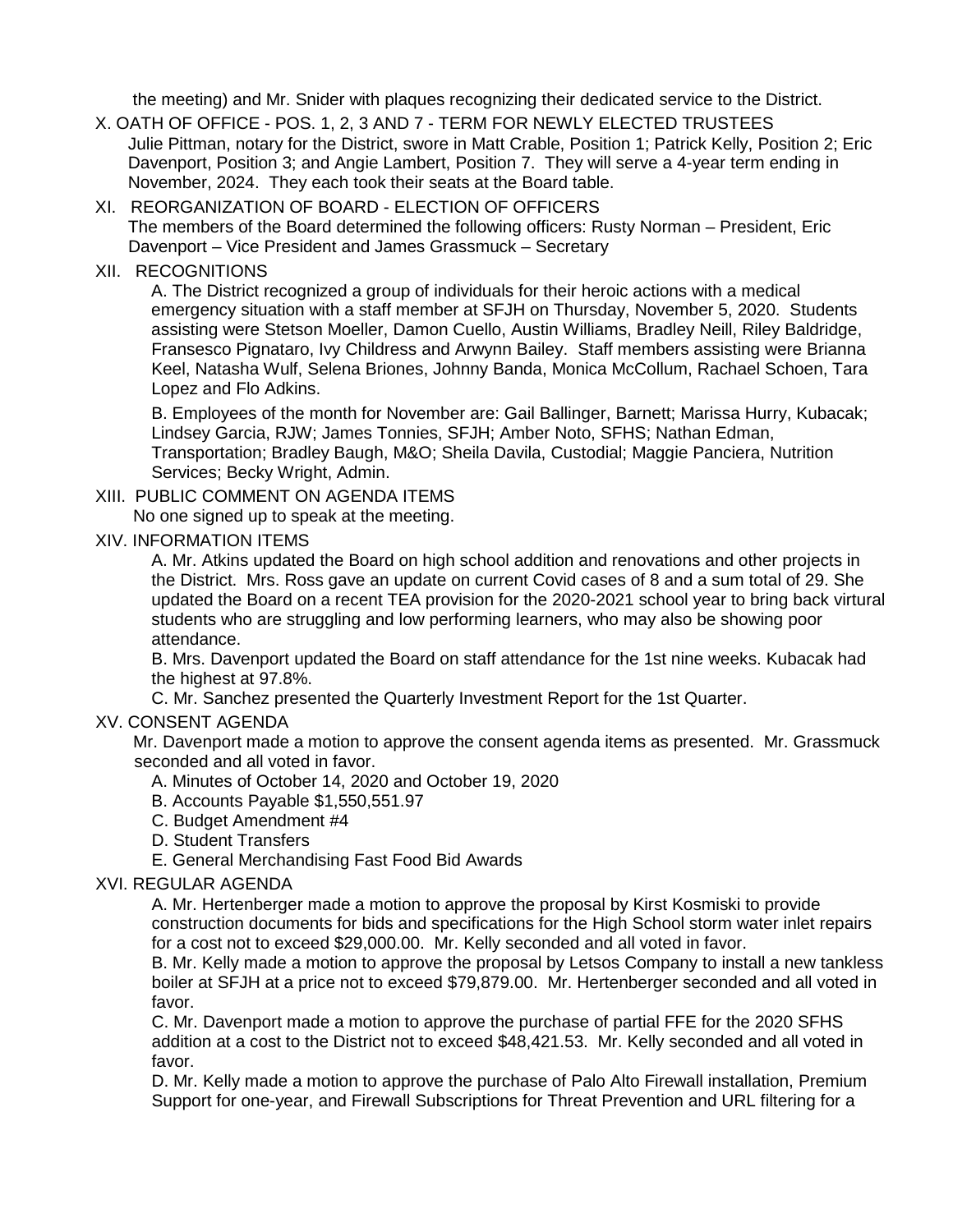the meeting) and Mr. Snider with plaques recognizing their dedicated service to the District.

X. OATH OF OFFICE - POS. 1, 2, 3 AND 7 - TERM FOR NEWLY ELECTED TRUSTEES

Julie Pittman, notary for the District, swore in Matt Crable, Position 1; Patrick Kelly, Position 2; Eric Davenport, Position 3; and Angie Lambert, Position 7. They will serve a 4-year term ending in November, 2024. They each took their seats at the Board table.

XI. REORGANIZATION OF BOARD - ELECTION OF OFFICERS

The members of the Board determined the following officers: Rusty Norman – President, Eric Davenport – Vice President and James Grassmuck – Secretary

XII. RECOGNITIONS

A. The District recognized a group of individuals for their heroic actions with a medical emergency situation with a staff member at SFJH on Thursday, November 5, 2020. Students assisting were Stetson Moeller, Damon Cuello, Austin Williams, Bradley Neill, Riley Baldridge, Fransesco Pignataro, Ivy Childress and Arwynn Bailey. Staff members assisting were Brianna Keel, Natasha Wulf, Selena Briones, Johnny Banda, Monica McCollum, Rachael Schoen, Tara Lopez and Flo Adkins.

B. Employees of the month for November are: Gail Ballinger, Barnett; Marissa Hurry, Kubacak; Lindsey Garcia, RJW; James Tonnies, SFJH; Amber Noto, SFHS; Nathan Edman, Transportation; Bradley Baugh, M&O; Sheila Davila, Custodial; Maggie Panciera, Nutrition Services; Becky Wright, Admin.

XIII. PUBLIC COMMENT ON AGENDA ITEMS

No one signed up to speak at the meeting.

XIV. INFORMATION ITEMS

A. Mr. Atkins updated the Board on high school addition and renovations and other projects in the District. Mrs. Ross gave an update on current Covid cases of 8 and a sum total of 29. She updated the Board on a recent TEA provision for the 2020-2021 school year to bring back virtual students who are struggling and low performing learners, who may also be showing poor attendance.

B. Mrs. Davenport updated the Board on staff attendance for the 1st nine weeks. Kubacak had the highest at 97.8%.

C. Mr. Sanchez presented the Quarterly Investment Report for the 1st Quarter.

XV. CONSENT AGENDA

Mr. Davenport made a motion to approve the consent agenda items as presented. Mr. Grassmuck seconded and all voted in favor.

A. Minutes of October 14, 2020 and October 19, 2020
B. Accounts Payable $1,550,551.97
C. Budget Amendment #4
D. Student Transfers
E. General Merchandising Fast Food Bid Awards

XVI. REGULAR AGENDA

A. Mr. Hertenberger made a motion to approve the proposal by Kirst Kosmiski to provide construction documents for bids and specifications for the High School storm water inlet repairs for a cost not to exceed $29,000.00. Mr. Kelly seconded and all voted in favor.

B. Mr. Kelly made a motion to approve the proposal by Letsos Company to install a new tankless boiler at SFJH at a price not to exceed $79,879.00. Mr. Hertenberger seconded and all voted in favor.

C. Mr. Davenport made a motion to approve the purchase of partial FFE for the 2020 SFHS addition at a cost to the District not to exceed $48,421.53. Mr. Kelly seconded and all voted in favor.

D. Mr. Kelly made a motion to approve the purchase of Palo Alto Firewall installation, Premium Support for one-year, and Firewall Subscriptions for Threat Prevention and URL filtering for a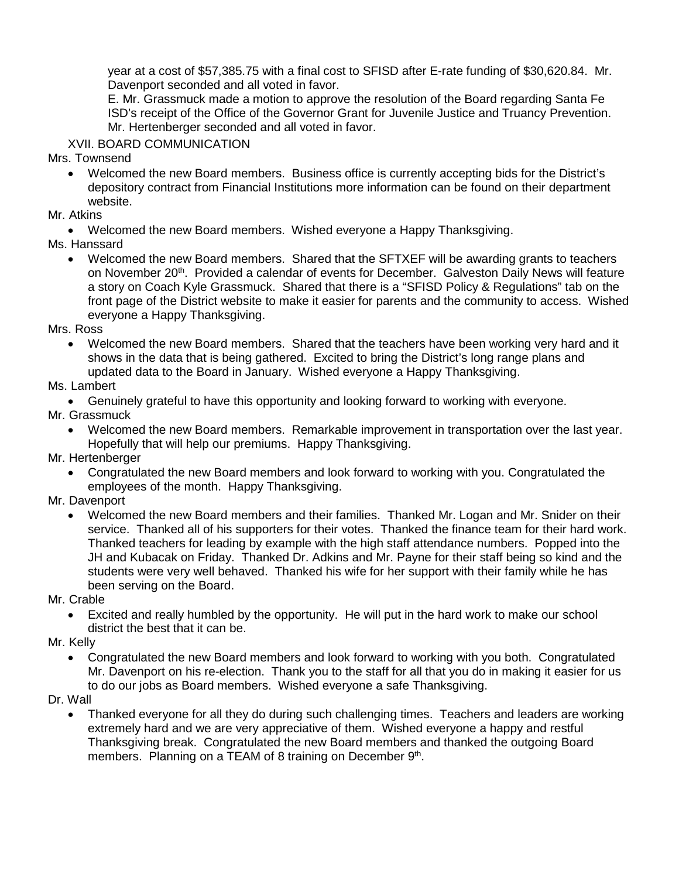year at a cost of $57,385.75 with a final cost to SFISD after E-rate funding of $30,620.84. Mr. Davenport seconded and all voted in favor.

E. Mr. Grassmuck made a motion to approve the resolution of the Board regarding Santa Fe ISD's receipt of the Office of the Governor Grant for Juvenile Justice and Truancy Prevention. Mr. Hertenberger seconded and all voted in favor.

XVII. BOARD COMMUNICATION

Mrs. Townsend

- Welcomed the new Board members. Business office is currently accepting bids for the District's depository contract from Financial Institutions more information can be found on their department website.

Mr. Atkins

- Welcomed the new Board members. Wished everyone a Happy Thanksgiving.

Ms. Hanssard

- Welcomed the new Board members. Shared that the SFTXEF will be awarding grants to teachers on November 20th. Provided a calendar of events for December. Galveston Daily News will feature a story on Coach Kyle Grassmuck. Shared that there is a "SFISD Policy & Regulations" tab on the front page of the District website to make it easier for parents and the community to access. Wished everyone a Happy Thanksgiving.

Mrs. Ross

- Welcomed the new Board members. Shared that the teachers have been working very hard and it shows in the data that is being gathered. Excited to bring the District's long range plans and updated data to the Board in January. Wished everyone a Happy Thanksgiving.

Ms. Lambert

- Genuinely grateful to have this opportunity and looking forward to working with everyone.

Mr. Grassmuck

- Welcomed the new Board members. Remarkable improvement in transportation over the last year. Hopefully that will help our premiums. Happy Thanksgiving.

Mr. Hertenberger

- Congratulated the new Board members and look forward to working with you. Congratulated the employees of the month. Happy Thanksgiving.

Mr. Davenport

- Welcomed the new Board members and their families. Thanked Mr. Logan and Mr. Snider on their service. Thanked all of his supporters for their votes. Thanked the finance team for their hard work. Thanked teachers for leading by example with the high staff attendance numbers. Popped into the JH and Kubacak on Friday. Thanked Dr. Adkins and Mr. Payne for their staff being so kind and the students were very well behaved. Thanked his wife for her support with their family while he has been serving on the Board.

Mr. Crable

- Excited and really humbled by the opportunity. He will put in the hard work to make our school district the best that it can be.

Mr. Kelly

- Congratulated the new Board members and look forward to working with you both. Congratulated Mr. Davenport on his re-election. Thank you to the staff for all that you do in making it easier for us to do our jobs as Board members. Wished everyone a safe Thanksgiving.

Dr. Wall

- Thanked everyone for all they do during such challenging times. Teachers and leaders are working extremely hard and we are very appreciative of them. Wished everyone a happy and restful Thanksgiving break. Congratulated the new Board members and thanked the outgoing Board members. Planning on a TEAM of 8 training on December 9th.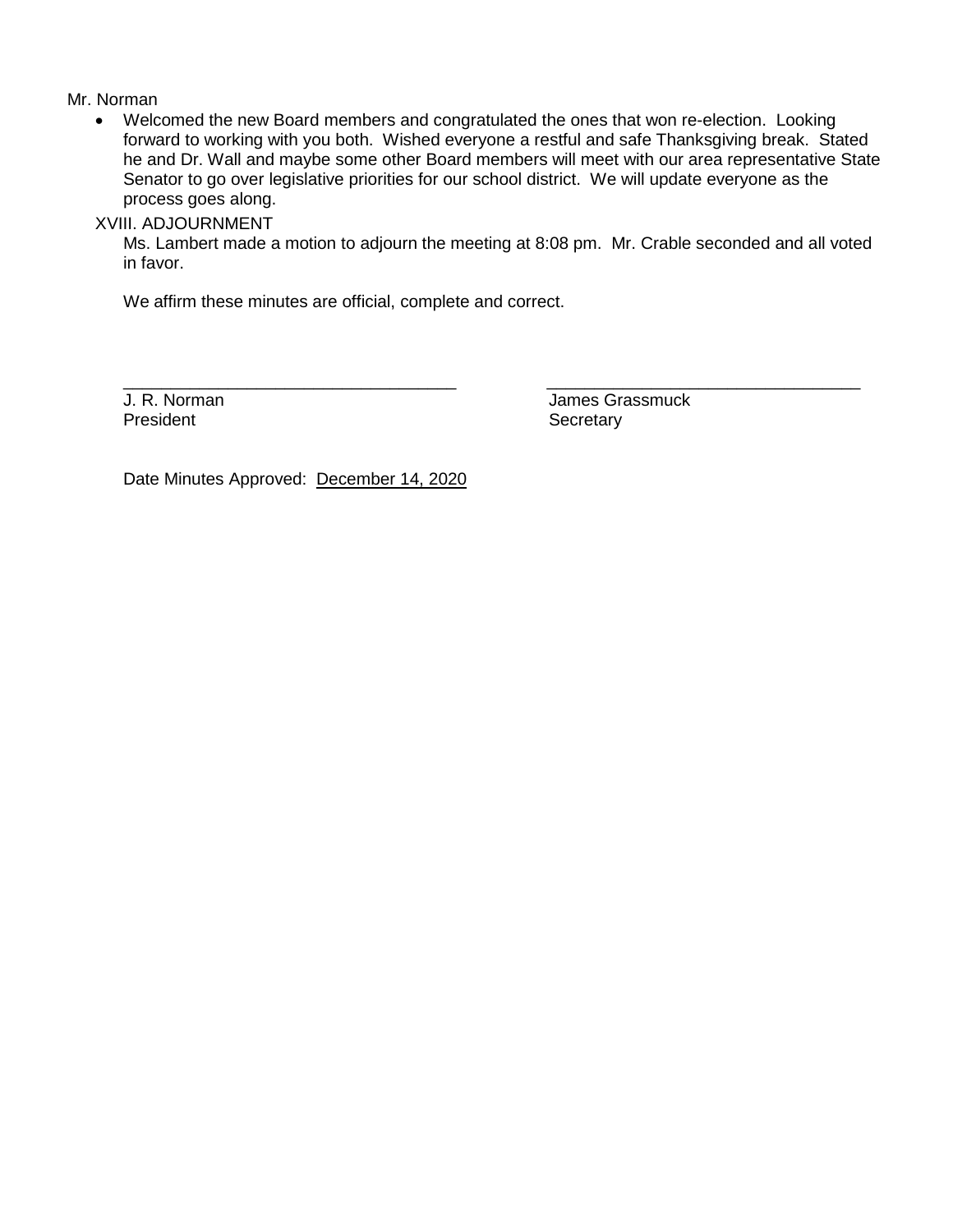Mr. Norman

- Welcomed the new Board members and congratulated the ones that won re-election. Looking forward to working with you both. Wished everyone a restful and safe Thanksgiving break. Stated he and Dr. Wall and maybe some other Board members will meet with our area representative State Senator to go over legislative priorities for our school district. We will update everyone as the process goes along.

XVIII. ADJOURNMENT

Ms. Lambert made a motion to adjourn the meeting at 8:08 pm. Mr. Crable seconded and all voted in favor.

We affirm these minutes are official, complete and correct.

| | |
|---|---|
| ___________________________________ | ___________________________________ |
| J. R. Norman | James Grassmuck |
| President | Secretary |

Date Minutes Approved: December 14, 2020